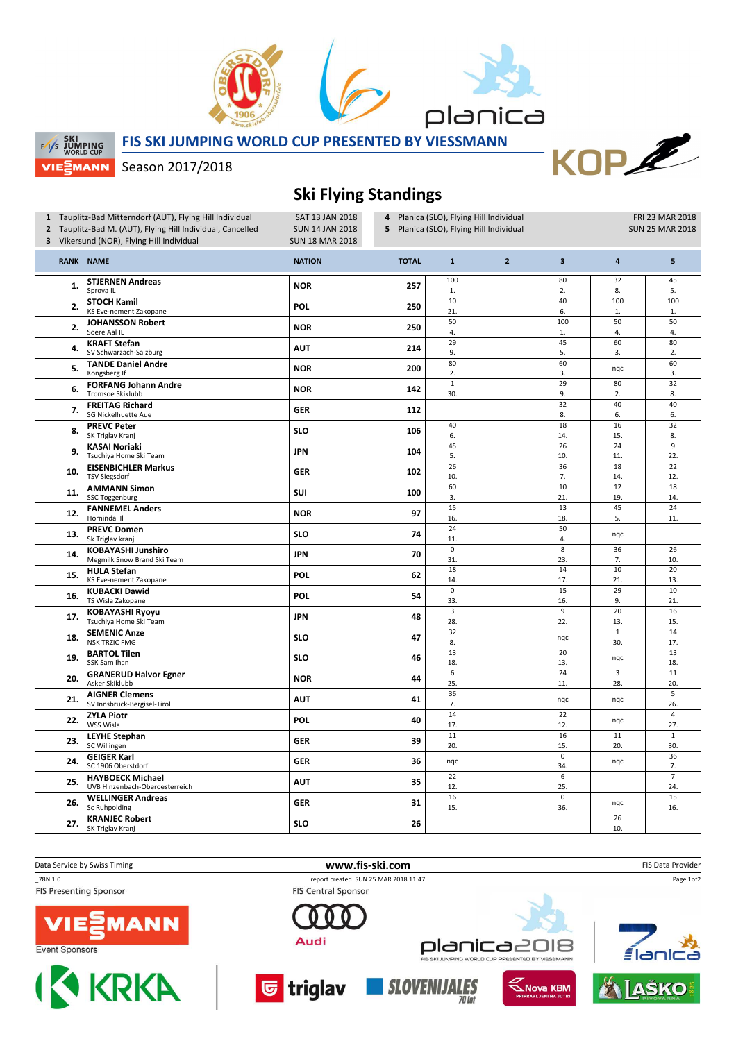# FIS SKI JUMPING WORLD CUP PRESENTED BY VIESSMANN

Season 2017/2018

## Ski Flying Standings

| | | |
|---|---|---|
| 1 | Tauplitz-Bad Mitterndorf (AUT), Flying Hill Individual | SAT 13 JAN 2018 |
| 2 | Tauplitz-Bad M. (AUT), Flying Hill Individual, Cancelled | SUN 14 JAN 2018 |
| 3 | Vikersund (NOR), Flying Hill Individual | SUN 18 MAR 2018 |
| 4 | Planica (SLO), Flying Hill Individual | FRI 23 MAR 2018 |
| 5 | Planica (SLO), Flying Hill Individual | SUN 25 MAR 2018 |

| RANK | NAME | NATION | TOTAL | 1 | 2 | 3 | 4 | 5 |
|---|---|---|---|---|---|---|---|---|
| 1. | **STJERNEN Andreas** Sprova IL | NOR | 257 | 100 1. | | 80 2. | 32 8. | 45 5. |
| 2. | **STOCH Kamil** KS Eve-nement Zakopane | POL | 250 | 10 21. | | 40 6. | 100 1. | 100 1. |
| 2. | **JOHANSSON Robert** Soere Aal IL | NOR | 250 | 50 4. | | 100 1. | 50 4. | 50 4. |
| 4. | **KRAFT Stefan** SV Schwarzach-Salzburg | AUT | 214 | 29 9. | | 45 5. | 60 3. | 80 2. |
| 5. | **TANDE Daniel Andre** Kongsberg If | NOR | 200 | 80 2. | | 60 3. | nqc | 60 3. |
| 6. | **FORFANG Johann Andre** Tromsoe Skiklubb | NOR | 142 | 1 30. | | 29 9. | 80 2. | 32 8. |
| 7. | **FREITAG Richard** SG Nickelhuette Aue | GER | 112 | | | 32 8. | 40 6. | 40 6. |
| 8. | **PREVC Peter** SK Triglav Kranj | SLO | 106 | 40 6. | | 18 14. | 16 15. | 32 8. |
| 9. | **KASAI Noriaki** Tsuchiya Home Ski Team | JPN | 104 | 45 5. | | 26 10. | 24 11. | 9 22. |
| 10. | **EISENBICHLER Markus** TSV Siegsdorf | GER | 102 | 26 10. | | 36 7. | 18 14. | 22 12. |
| 11. | **AMMANN Simon** SSC Toggenburg | SUI | 100 | 60 3. | | 10 21. | 12 19. | 18 14. |
| 12. | **FANNEMEL Anders** Hornindal Il | NOR | 97 | 15 16. | | 13 18. | 45 5. | 24 11. |
| 13. | **PREVC Domen** Sk Triglav kranj | SLO | 74 | 24 11. | | 50 4. | nqc | |
| 14. | **KOBAYASHI Junshiro** Megmilk Snow Brand Ski Team | JPN | 70 | 0 31. | | 8 23. | 36 7. | 26 10. |
| 15. | **HULA Stefan** KS Eve-nement Zakopane | POL | 62 | 18 14. | | 14 17. | 10 21. | 20 13. |
| 16. | **KUBACKI Dawid** TS Wisla Zakopane | POL | 54 | 0 33. | | 15 16. | 29 9. | 10 21. |
| 17. | **KOBAYASHI Ryoyu** Tsuchiya Home Ski Team | JPN | 48 | 3 28. | | 9 22. | 20 13. | 16 15. |
| 18. | **SEMENIC Anze** NSK TRZIC FMG | SLO | 47 | 32 8. | | nqc | 1 30. | 14 17. |
| 19. | **BARTOL Tilen** SSK Sam Ihan | SLO | 46 | 13 18. | | 20 13. | nqc | 13 18. |
| 20. | **GRANERUD Halvor Egner** Asker Skiklubb | NOR | 44 | 6 25. | | 24 11. | 3 28. | 11 20. |
| 21. | **AIGNER Clemens** SV Innsbruck-Bergisel-Tirol | AUT | 41 | 36 7. | | nqc | nqc | 5 26. |
| 22. | **ZYLA Piotr** WSS Wisla | POL | 40 | 14 17. | | 22 12. | nqc | 4 27. |
| 23. | **LEYHE Stephan** SC Willingen | GER | 39 | 11 20. | | 16 15. | 11 20. | 1 30. |
| 24. | **GEIGER Karl** SC 1906 Oberstdorf | GER | 36 | nqc | | 0 34. | nqc | 36 7. |
| 25. | **HAYBOECK Michael** UVB Hinzenbach-Oberoesterreich | AUT | 35 | 22 12. | | 6 25. | | 7 24. |
| 26. | **WELLINGER Andreas** Sc Ruhpolding | GER | 31 | 16 15. | | 0 36. | nqc | 15 16. |
| 27. | **KRANJEC Robert** SK Triglav Kranj | SLO | 26 | | | | 26 10. | |

Data Service by Swiss Timing — www.fis-ski.com — FIS Data Provider

_78N 1.0 — report created SUN 25 MAR 2018 11:47

FIS Presenting Sponsor — FIS Central Sponsor

Event Sponsors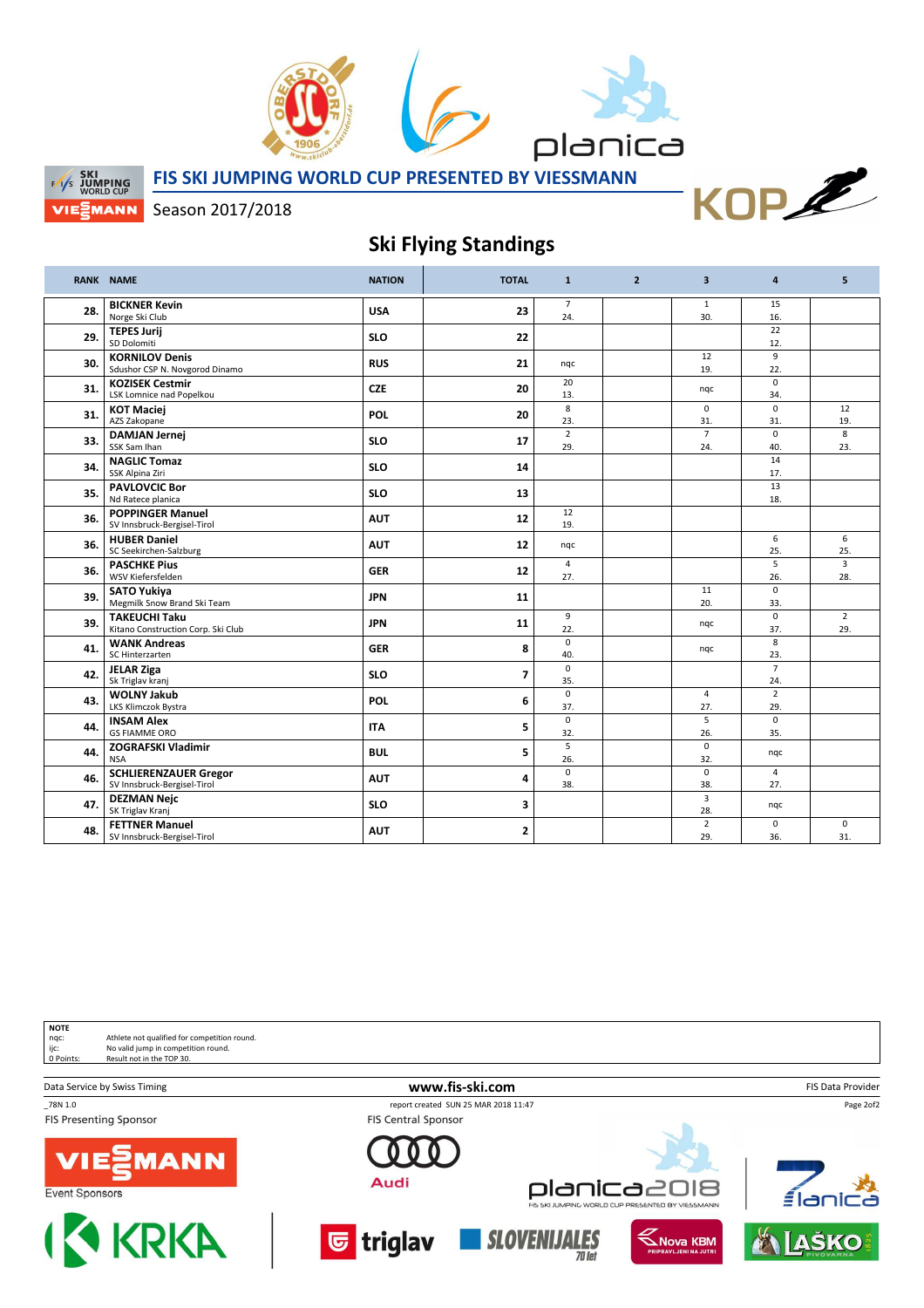FIS SKI JUMPING WORLD CUP PRESENTED BY VIESSMANN

Season 2017/2018

## Ski Flying Standings

| RANK | NAME | NATION | TOTAL | 1 | 2 | 3 | 4 | 5 |
|---|---|---|---|---|---|---|---|---|
| 28. | **BICKNER Kevin** Norge Ski Club | USA | 23 | 7 24. | | 1 30. | 15 16. | |
| 29. | **TEPES Jurij** SD Dolomiti | SLO | 22 | | | | 22 12. | |
| 30. | **KORNILOV Denis** Sdushor CSP N. Novgorod Dinamo | RUS | 21 | nqc | | 12 19. | 9 22. | |
| 31. | **KOZISEK Cestmir** LSK Lomnice nad Popelkou | CZE | 20 | 20 13. | | nqc | 0 34. | |
| 31. | **KOT Maciej** AZS Zakopane | POL | 20 | 8 23. | | 0 31. | 0 31. | 12 19. |
| 33. | **DAMJAN Jernej** SSK Sam Ihan | SLO | 17 | 2 29. | | 7 24. | 0 40. | 8 23. |
| 34. | **NAGLIC Tomaz** SSK Alpina Ziri | SLO | 14 | | | | 14 17. | |
| 35. | **PAVLOVCIC Bor** Nd Ratece planica | SLO | 13 | | | | 13 18. | |
| 36. | **POPPINGER Manuel** SV Innsbruck-Bergisel-Tirol | AUT | 12 | 12 19. | | | | |
| 36. | **HUBER Daniel** SC Seekirchen-Salzburg | AUT | 12 | nqc | | | 6 25. | 6 25. |
| 36. | **PASCHKE Pius** WSV Kiefersfelden | GER | 12 | 4 27. | | | 5 26. | 3 28. |
| 39. | **SATO Yukiya** Megmilk Snow Brand Ski Team | JPN | 11 | | | 11 20. | 0 33. | |
| 39. | **TAKEUCHI Taku** Kitano Construction Corp. Ski Club | JPN | 11 | 9 22. | | nqc | 0 37. | 2 29. |
| 41. | **WANK Andreas** SC Hinterzarten | GER | 8 | 0 40. | | nqc | 8 23. | |
| 42. | **JELAR Ziga** Sk Triglav kranj | SLO | 7 | 0 35. | | | 7 24. | |
| 43. | **WOLNY Jakub** LKS Klimczok Bystra | POL | 6 | 0 37. | | 4 27. | 2 29. | |
| 44. | **INSAM Alex** GS FIAMME ORO | ITA | 5 | 0 32. | | 5 26. | 0 35. | |
| 44. | **ZOGRAFSKI Vladimir** NSA | BUL | 5 | 5 26. | | 0 32. | nqc | |
| 46. | **SCHLIERENZAUER Gregor** SV Innsbruck-Bergisel-Tirol | AUT | 4 | 0 38. | | 0 38. | 4 27. | |
| 47. | **DEZMAN Nejc** SK Triglav Kranj | SLO | 3 | | | 3 28. | nqc | |
| 48. | **FETTNER Manuel** SV Innsbruck-Bergisel-Tirol | AUT | 2 | | | 2 29. | 0 36. | 0 31. |

**NOTE**

nqc: Athlete not qualified for competition round.
ijc: No valid jump in competition round.
0 Points: Result not in the TOP 30.

Data Service by Swiss Timing — www.fis-ski.com — FIS Data Provider

_78N 1.0 — report created SUN 25 MAR 2018 11:47

FIS Presenting Sponsor: VIESSMANN — FIS Central Sponsor: Audi

Event Sponsors: KRKA, triglav, SLOVENIJALES, Nova KBM, LAŠKO